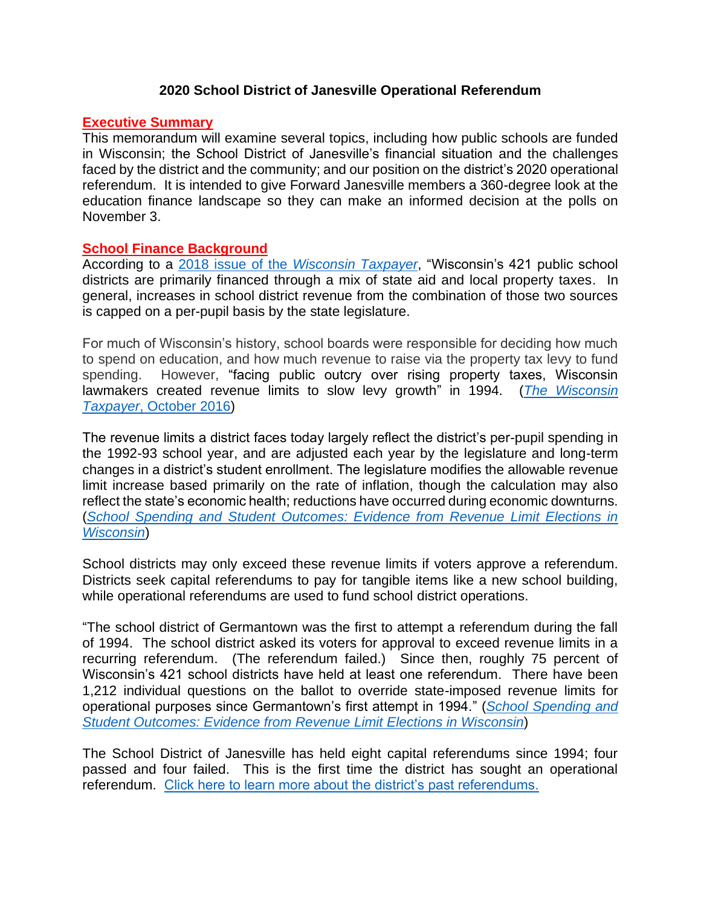**2020 School District of Janesville Operational Referendum**

## Executive Summary

This memorandum will examine several topics, including how public schools are funded in Wisconsin; the School District of Janesville's financial situation and the challenges faced by the district and the community; and our position on the district's 2020 operational referendum. It is intended to give Forward Janesville members a 360-degree look at the education finance landscape so they can make an informed decision at the polls on November 3.

## School Finance Background

According to a 2018 issue of the *Wisconsin Taxpayer*, "Wisconsin's 421 public school districts are primarily financed through a mix of state aid and local property taxes. In general, increases in school district revenue from the combination of those two sources is capped on a per-pupil basis by the state legislature.

For much of Wisconsin's history, school boards were responsible for deciding how much to spend on education, and how much revenue to raise via the property tax levy to fund spending. However, "facing public outcry over rising property taxes, Wisconsin lawmakers created revenue limits to slow levy growth" in 1994. (*The Wisconsin Taxpayer*, October 2016)

The revenue limits a district faces today largely reflect the district's per-pupil spending in the 1992-93 school year, and are adjusted each year by the legislature and long-term changes in a district's student enrollment. The legislature modifies the allowable revenue limit increase based primarily on the rate of inflation, though the calculation may also reflect the state's economic health; reductions have occurred during economic downturns. (*School Spending and Student Outcomes: Evidence from Revenue Limit Elections in Wisconsin*)

School districts may only exceed these revenue limits if voters approve a referendum. Districts seek capital referendums to pay for tangible items like a new school building, while operational referendums are used to fund school district operations.

"The school district of Germantown was the first to attempt a referendum during the fall of 1994. The school district asked its voters for approval to exceed revenue limits in a recurring referendum. (The referendum failed.) Since then, roughly 75 percent of Wisconsin's 421 school districts have held at least one referendum. There have been 1,212 individual questions on the ballot to override state-imposed revenue limits for operational purposes since Germantown's first attempt in 1994." (*School Spending and Student Outcomes: Evidence from Revenue Limit Elections in Wisconsin*)

The School District of Janesville has held eight capital referendums since 1994; four passed and four failed. This is the first time the district has sought an operational referendum. Click here to learn more about the district's past referendums.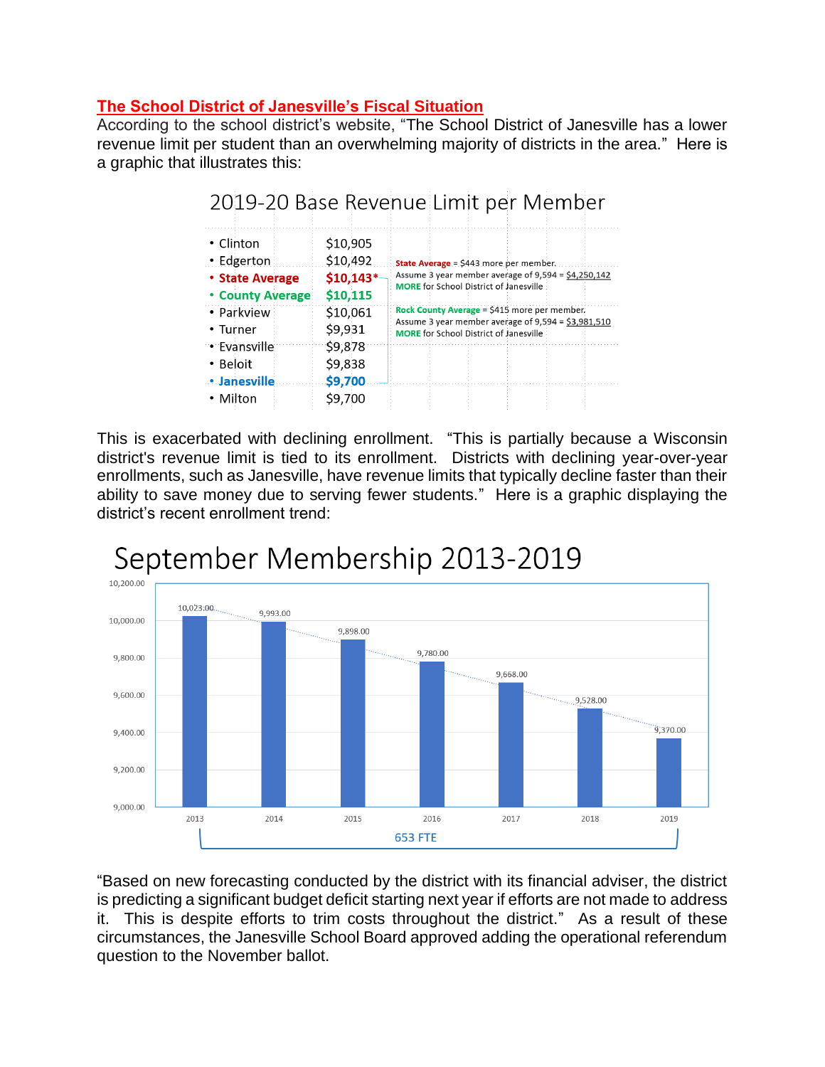## The School District of Janesville's Fiscal Situation

According to the school district's website, "The School District of Janesville has a lower revenue limit per student than an overwhelming majority of districts in the area." Here is a graphic that illustrates this:

### 2019-20 Base Revenue Limit per Member

| District | Revenue Limit |
|---|---|
| Clinton | $10,905 |
| Edgerton | $10,492 |
| **State Average** | **$10,143*** |
| **County Average** | **$10,115** |
| Parkview | $10,061 |
| Turner | $9,931 |
| Evansville | $9,878 |
| Beloit | $9,838 |
| **Janesville** | **$9,700** |
| Milton | $9,700 |

**State Average** = $443 more per member.
Assume 3 year member average of 9,594 = $4,250,142
**MORE** for School District of Janesville

**Rock County Average** = $415 more per member.
Assume 3 year member average of 9,594 = $3,981,510
**MORE** for School District of Janesville

This is exacerbated with declining enrollment. "This is partially because a Wisconsin district's revenue limit is tied to its enrollment. Districts with declining year-over-year enrollments, such as Janesville, have revenue limits that typically decline faster than their ability to save money due to serving fewer students." Here is a graphic displaying the district's recent enrollment trend:

### September Membership 2013-2019

| Year | Membership |
|---|---|
| 2013 | 10,023.00 |
| 2014 | 9,993.00 |
| 2015 | 9,898.00 |
| 2016 | 9,780.00 |
| 2017 | 9,668.00 |
| 2018 | 9,528.00 |
| 2019 | 9,370.00 |

653 FTE

"Based on new forecasting conducted by the district with its financial adviser, the district is predicting a significant budget deficit starting next year if efforts are not made to address it. This is despite efforts to trim costs throughout the district." As a result of these circumstances, the Janesville School Board approved adding the operational referendum question to the November ballot.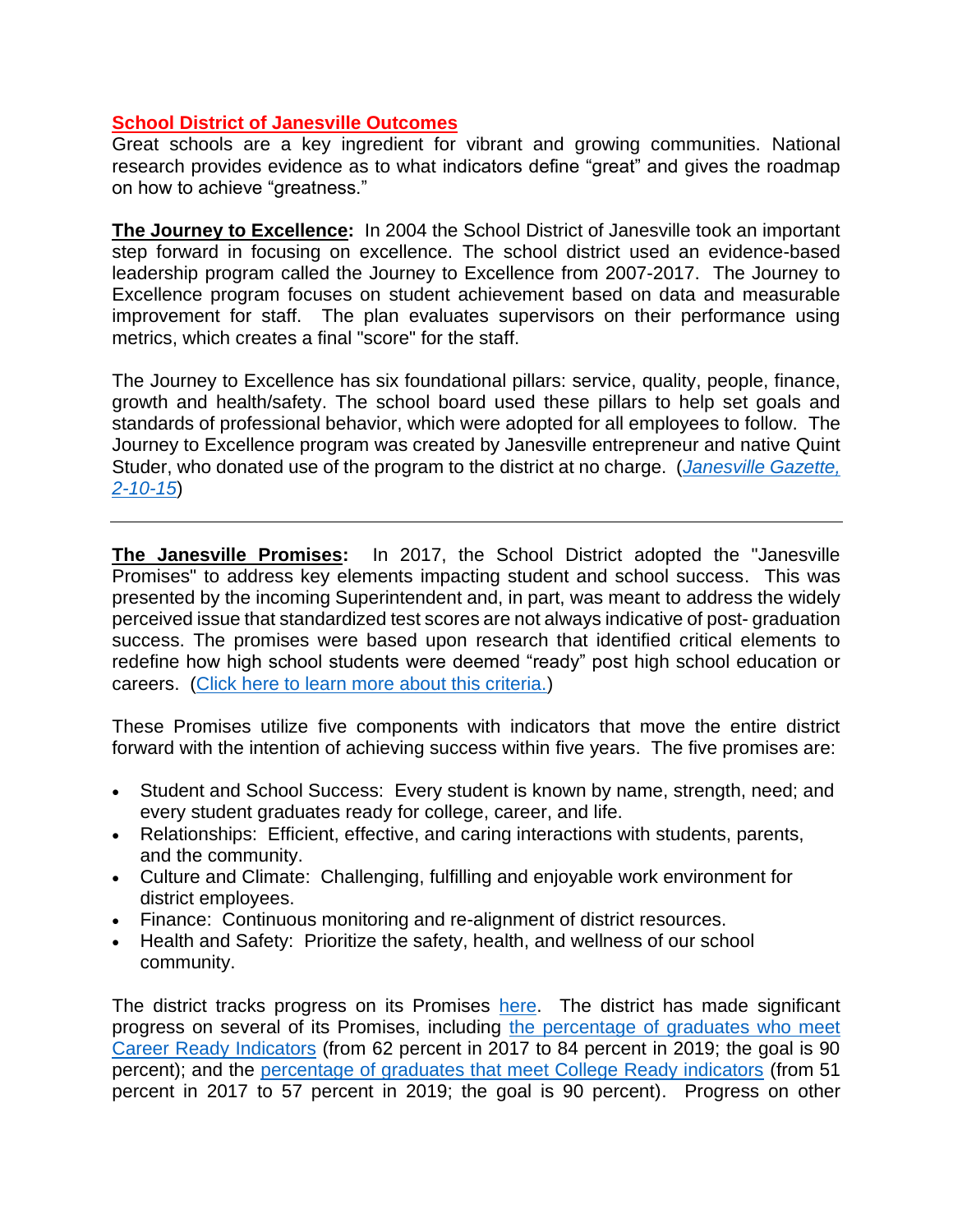## School District of Janesville Outcomes

Great schools are a key ingredient for vibrant and growing communities. National research provides evidence as to what indicators define "great" and gives the roadmap on how to achieve "greatness."

**The Journey to Excellence:** In 2004 the School District of Janesville took an important step forward in focusing on excellence. The school district used an evidence-based leadership program called the Journey to Excellence from 2007-2017. The Journey to Excellence program focuses on student achievement based on data and measurable improvement for staff. The plan evaluates supervisors on their performance using metrics, which creates a final "score" for the staff.

The Journey to Excellence has six foundational pillars: service, quality, people, finance, growth and health/safety. The school board used these pillars to help set goals and standards of professional behavior, which were adopted for all employees to follow. The Journey to Excellence program was created by Janesville entrepreneur and native Quint Studer, who donated use of the program to the district at no charge. (*Janesville Gazette, 2-10-15*)

---

**The Janesville Promises:** In 2017, the School District adopted the "Janesville Promises" to address key elements impacting student and school success. This was presented by the incoming Superintendent and, in part, was meant to address the widely perceived issue that standardized test scores are not always indicative of post- graduation success. The promises were based upon research that identified critical elements to redefine how high school students were deemed "ready" post high school education or careers. (Click here to learn more about this criteria.)

These Promises utilize five components with indicators that move the entire district forward with the intention of achieving success within five years. The five promises are:

- Student and School Success: Every student is known by name, strength, need; and every student graduates ready for college, career, and life.
- Relationships: Efficient, effective, and caring interactions with students, parents, and the community.
- Culture and Climate: Challenging, fulfilling and enjoyable work environment for district employees.
- Finance: Continuous monitoring and re-alignment of district resources.
- Health and Safety: Prioritize the safety, health, and wellness of our school community.

The district tracks progress on its Promises here. The district has made significant progress on several of its Promises, including the percentage of graduates who meet Career Ready Indicators (from 62 percent in 2017 to 84 percent in 2019; the goal is 90 percent); and the percentage of graduates that meet College Ready indicators (from 51 percent in 2017 to 57 percent in 2019; the goal is 90 percent). Progress on other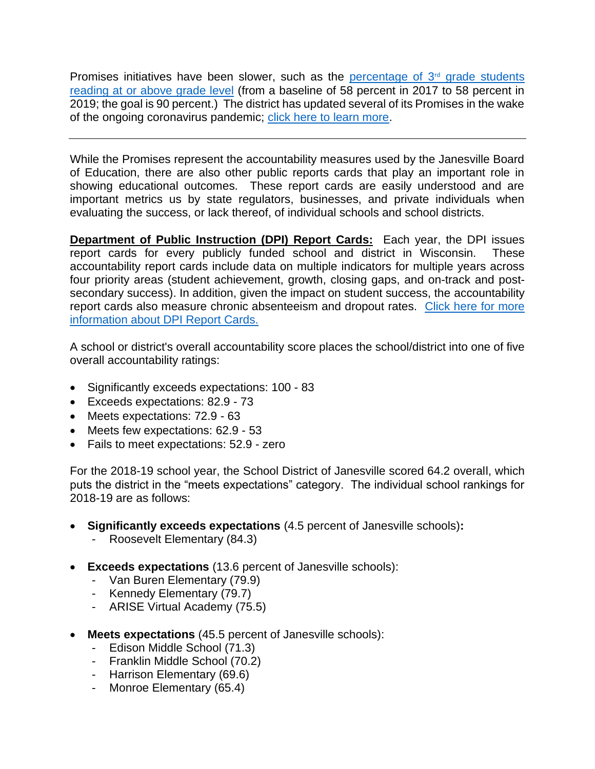Promises initiatives have been slower, such as the [percentage of 3rd grade students reading at or above grade level] (from a baseline of 58 percent in 2017 to 58 percent in 2019; the goal is 90 percent.) The district has updated several of its Promises in the wake of the ongoing coronavirus pandemic; [click here to learn more].

---

While the Promises represent the accountability measures used by the Janesville Board of Education, there are also other public reports cards that play an important role in showing educational outcomes. These report cards are easily understood and are important metrics us by state regulators, businesses, and private individuals when evaluating the success, or lack thereof, of individual schools and school districts.

**Department of Public Instruction (DPI) Report Cards:** Each year, the DPI issues report cards for every publicly funded school and district in Wisconsin. These accountability report cards include data on multiple indicators for multiple years across four priority areas (student achievement, growth, closing gaps, and on-track and post-secondary success). In addition, given the impact on student success, the accountability report cards also measure chronic absenteeism and dropout rates. [Click here for more information about DPI Report Cards.]

A school or district's overall accountability score places the school/district into one of five overall accountability ratings:

- Significantly exceeds expectations: 100 - 83
- Exceeds expectations: 82.9 - 73
- Meets expectations: 72.9 - 63
- Meets few expectations: 62.9 - 53
- Fails to meet expectations: 52.9 - zero

For the 2018-19 school year, the School District of Janesville scored 64.2 overall, which puts the district in the "meets expectations" category. The individual school rankings for 2018-19 are as follows:

- **Significantly exceeds expectations** (4.5 percent of Janesville schools)**:**
  - Roosevelt Elementary (84.3)

- **Exceeds expectations** (13.6 percent of Janesville schools):
  - Van Buren Elementary (79.9)
  - Kennedy Elementary (79.7)
  - ARISE Virtual Academy (75.5)

- **Meets expectations** (45.5 percent of Janesville schools):
  - Edison Middle School (71.3)
  - Franklin Middle School (70.2)
  - Harrison Elementary (69.6)
  - Monroe Elementary (65.4)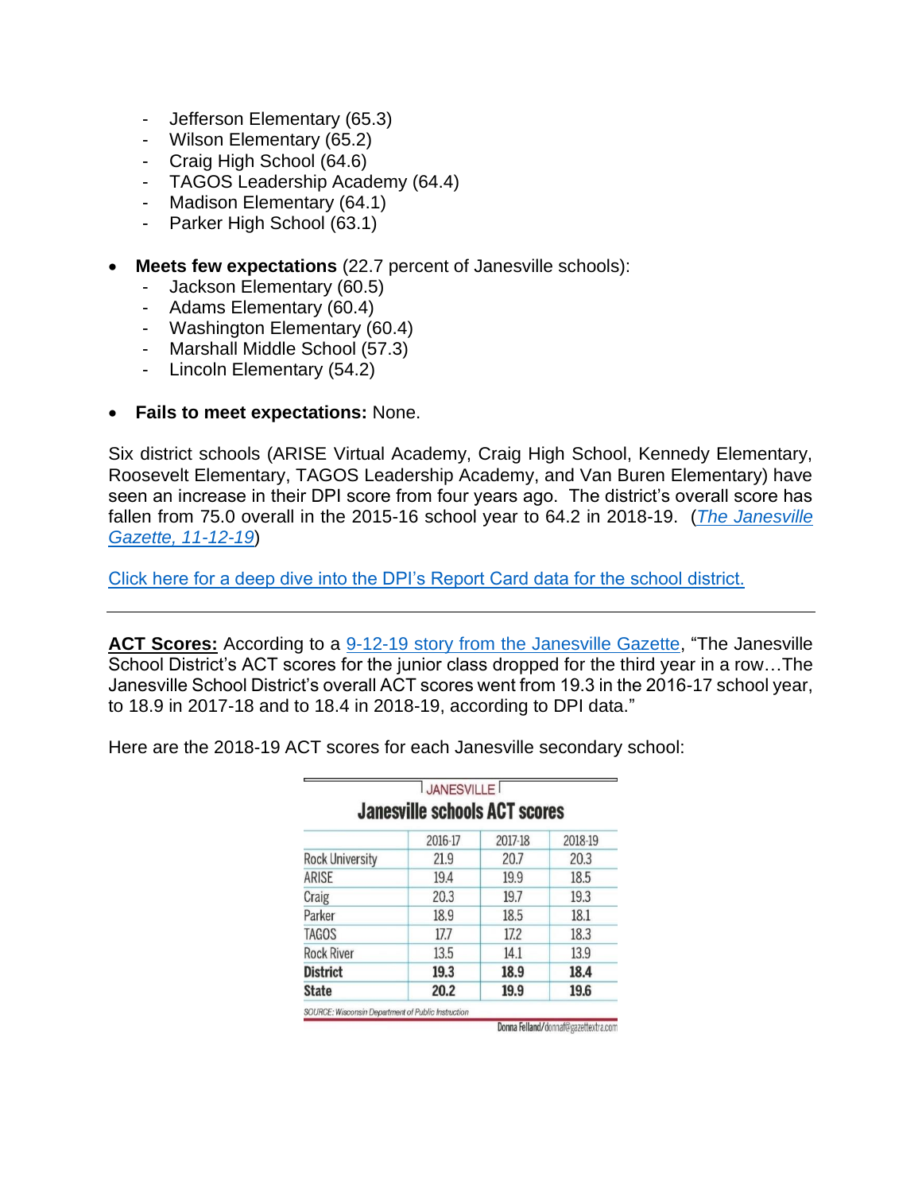- Jefferson Elementary (65.3)
- Wilson Elementary (65.2)
- Craig High School (64.6)
- TAGOS Leadership Academy (64.4)
- Madison Elementary (64.1)
- Parker High School (63.1)

- **Meets few expectations** (22.7 percent of Janesville schools):
  - Jackson Elementary (60.5)
  - Adams Elementary (60.4)
  - Washington Elementary (60.4)
  - Marshall Middle School (57.3)
  - Lincoln Elementary (54.2)

- **Fails to meet expectations:** None.

Six district schools (ARISE Virtual Academy, Craig High School, Kennedy Elementary, Roosevelt Elementary, TAGOS Leadership Academy, and Van Buren Elementary) have seen an increase in their DPI score from four years ago. The district's overall score has fallen from 75.0 overall in the 2015-16 school year to 64.2 in 2018-19. (*The Janesville Gazette, 11-12-19*)

Click here for a deep dive into the DPI's Report Card data for the school district.

---

**ACT Scores:** According to a 9-12-19 story from the Janesville Gazette, "The Janesville School District's ACT scores for the junior class dropped for the third year in a row…The Janesville School District's overall ACT scores went from 19.3 in the 2016-17 school year, to 18.9 in 2017-18 and to 18.4 in 2018-19, according to DPI data."

Here are the 2018-19 ACT scores for each Janesville secondary school:

JANESVILLE

**Janesville schools ACT scores**

| | 2016-17 | 2017-18 | 2018-19 |
|---|---|---|---|
| Rock University | 21.9 | 20.7 | 20.3 |
| ARISE | 19.4 | 19.9 | 18.5 |
| Craig | 20.3 | 19.7 | 19.3 |
| Parker | 18.9 | 18.5 | 18.1 |
| TAGOS | 17.7 | 17.2 | 18.3 |
| Rock River | 13.5 | 14.1 | 13.9 |
| **District** | **19.3** | **18.9** | **18.4** |
| **State** | **20.2** | **19.9** | **19.6** |

*SOURCE: Wisconsin Department of Public Instruction*

Donna Felland/donnaf@gazettextra.com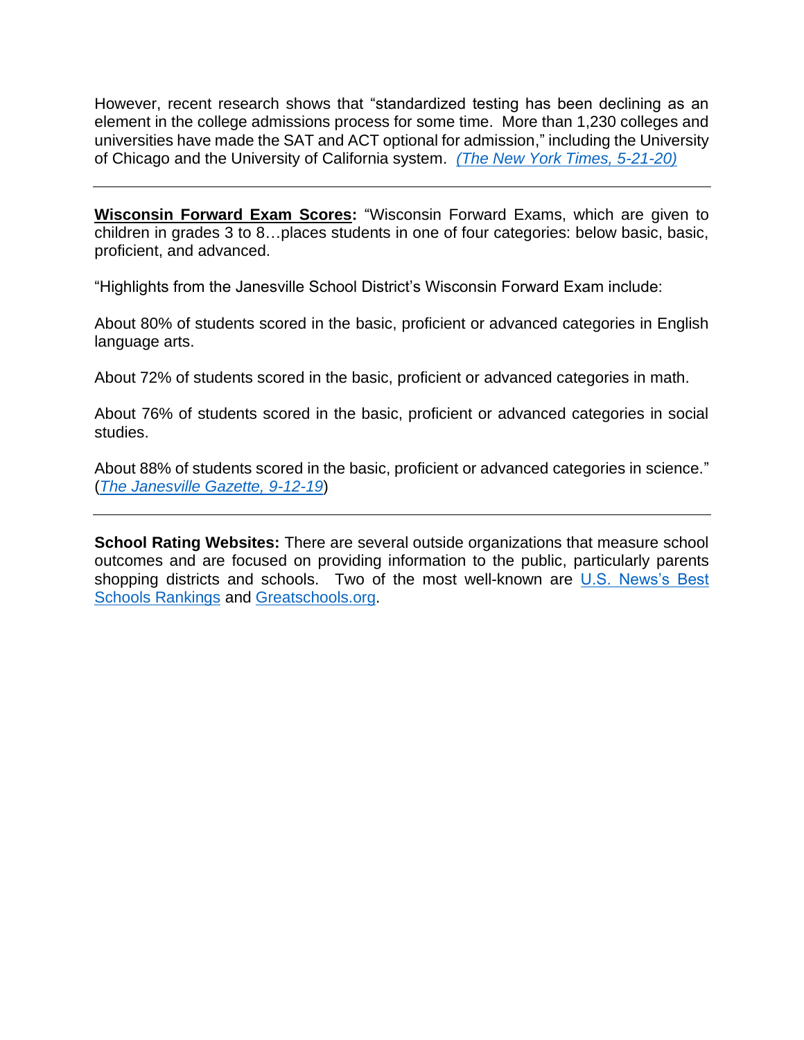However, recent research shows that "standardized testing has been declining as an element in the college admissions process for some time. More than 1,230 colleges and universities have made the SAT and ACT optional for admission," including the University of Chicago and the University of California system. *(The New York Times, 5-21-20)*

---

**Wisconsin Forward Exam Scores:** "Wisconsin Forward Exams, which are given to children in grades 3 to 8…places students in one of four categories: below basic, basic, proficient, and advanced.

"Highlights from the Janesville School District's Wisconsin Forward Exam include:

About 80% of students scored in the basic, proficient or advanced categories in English language arts.

About 72% of students scored in the basic, proficient or advanced categories in math.

About 76% of students scored in the basic, proficient or advanced categories in social studies.

About 88% of students scored in the basic, proficient or advanced categories in science." (*The Janesville Gazette, 9-12-19*)

---

**School Rating Websites:** There are several outside organizations that measure school outcomes and are focused on providing information to the public, particularly parents shopping districts and schools. Two of the most well-known are U.S. News's Best Schools Rankings and Greatschools.org.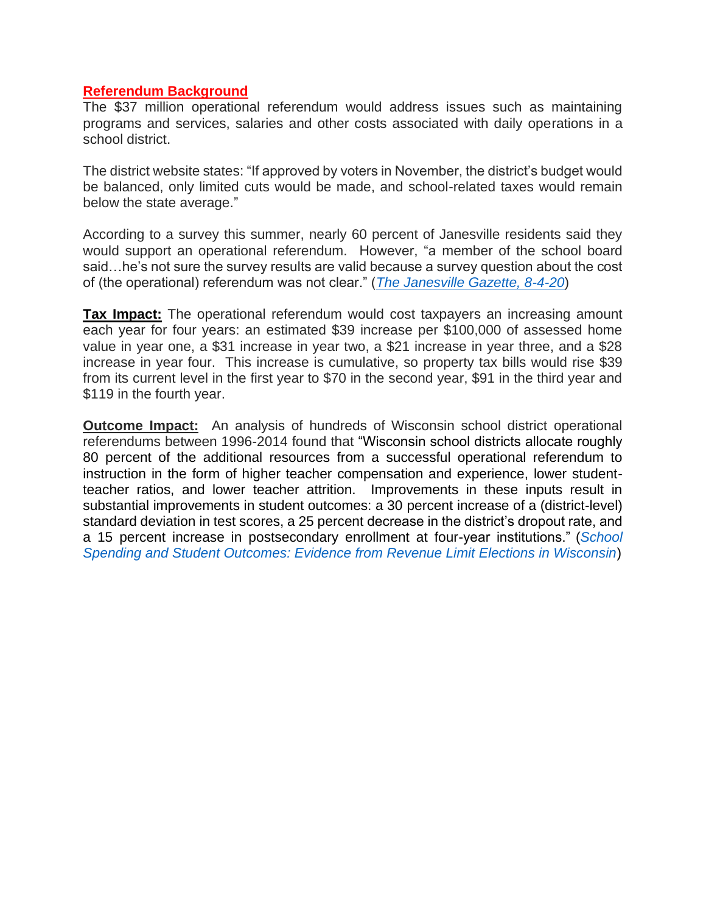## Referendum Background

The $37 million operational referendum would address issues such as maintaining programs and services, salaries and other costs associated with daily operations in a school district.

The district website states: “If approved by voters in November, the district’s budget would be balanced, only limited cuts would be made, and school-related taxes would remain below the state average.”

According to a survey this summer, nearly 60 percent of Janesville residents said they would support an operational referendum. However, “a member of the school board said…he’s not sure the survey results are valid because a survey question about the cost of (the operational) referendum was not clear.” (*The Janesville Gazette, 8-4-20*)

**Tax Impact:** The operational referendum would cost taxpayers an increasing amount each year for four years: an estimated $39 increase per $100,000 of assessed home value in year one, a $31 increase in year two, a $21 increase in year three, and a $28 increase in year four. This increase is cumulative, so property tax bills would rise $39 from its current level in the first year to $70 in the second year, $91 in the third year and $119 in the fourth year.

**Outcome Impact:** An analysis of hundreds of Wisconsin school district operational referendums between 1996-2014 found that “Wisconsin school districts allocate roughly 80 percent of the additional resources from a successful operational referendum to instruction in the form of higher teacher compensation and experience, lower student-teacher ratios, and lower teacher attrition. Improvements in these inputs result in substantial improvements in student outcomes: a 30 percent increase of a (district-level) standard deviation in test scores, a 25 percent decrease in the district’s dropout rate, and a 15 percent increase in postsecondary enrollment at four-year institutions.” (*School Spending and Student Outcomes: Evidence from Revenue Limit Elections in Wisconsin*)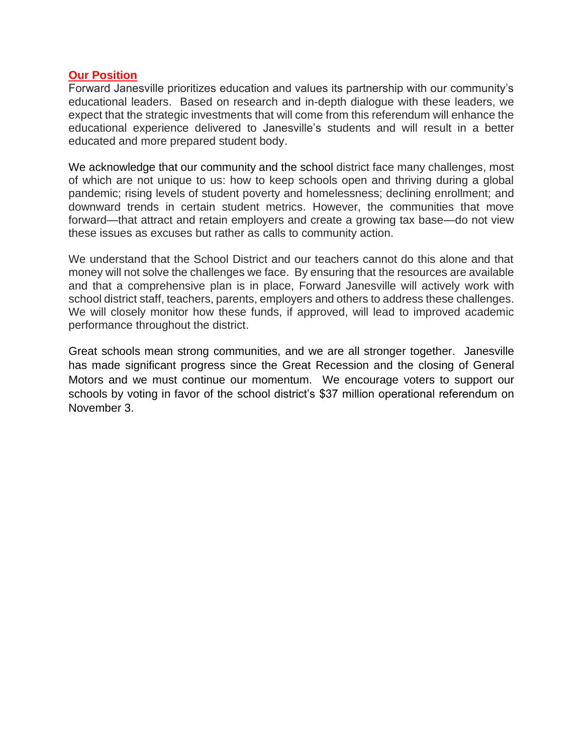## Our Position

Forward Janesville prioritizes education and values its partnership with our community's educational leaders. Based on research and in-depth dialogue with these leaders, we expect that the strategic investments that will come from this referendum will enhance the educational experience delivered to Janesville's students and will result in a better educated and more prepared student body.

We acknowledge that our community and the school district face many challenges, most of which are not unique to us: how to keep schools open and thriving during a global pandemic; rising levels of student poverty and homelessness; declining enrollment; and downward trends in certain student metrics. However, the communities that move forward—that attract and retain employers and create a growing tax base—do not view these issues as excuses but rather as calls to community action.

We understand that the School District and our teachers cannot do this alone and that money will not solve the challenges we face. By ensuring that the resources are available and that a comprehensive plan is in place, Forward Janesville will actively work with school district staff, teachers, parents, employers and others to address these challenges. We will closely monitor how these funds, if approved, will lead to improved academic performance throughout the district.

Great schools mean strong communities, and we are all stronger together. Janesville has made significant progress since the Great Recession and the closing of General Motors and we must continue our momentum. We encourage voters to support our schools by voting in favor of the school district's $37 million operational referendum on November 3.